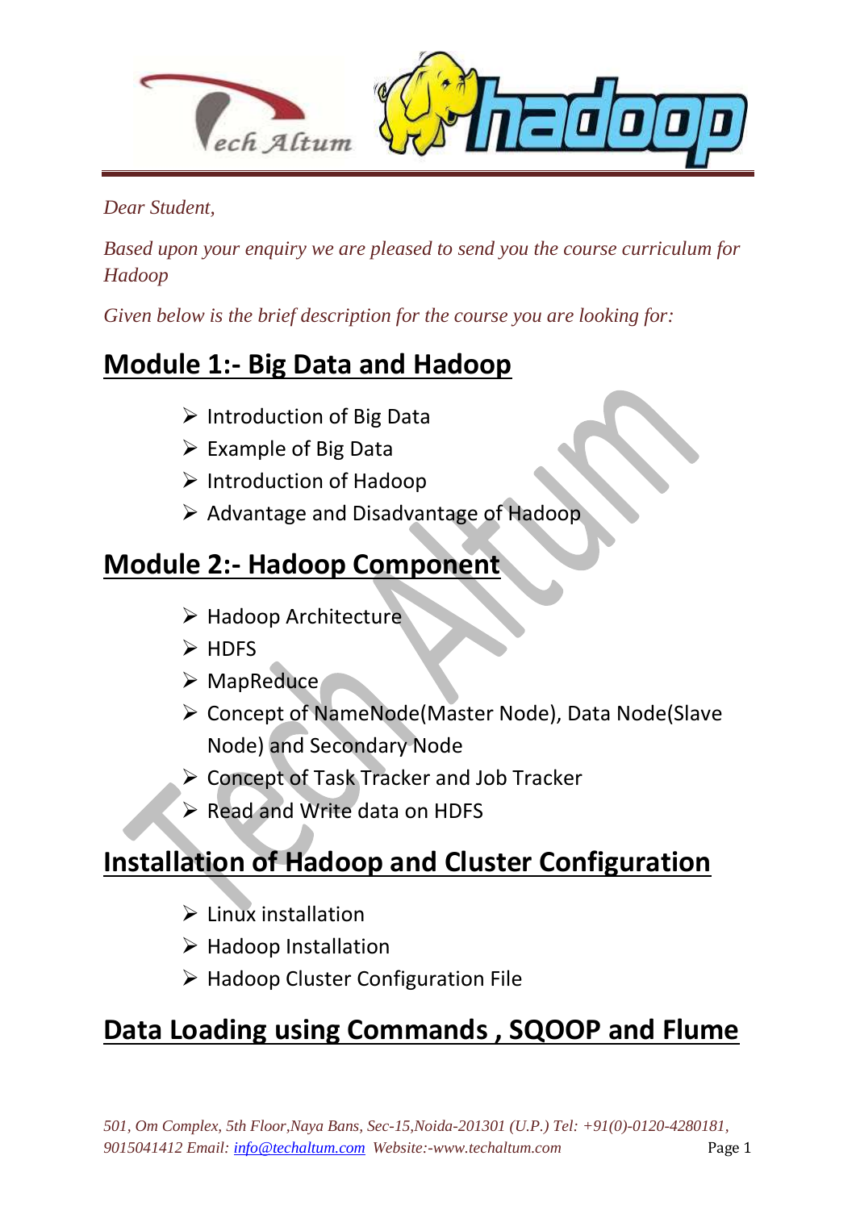*Dear Student,*

*Based upon your enquiry we are pleased to send you the course curriculum for Hadoop*

*Given below is the brief description for the course you are looking for:*

## Module 1:- Big Data and Hadoop

- Introduction of Big Data
- Example of Big Data
- Introduction of Hadoop
- Advantage and Disadvantage of Hadoop

## Module 2:- Hadoop Component

- Hadoop Architecture
- HDFS
- MapReduce
- Concept of NameNode(Master Node), Data Node(Slave Node) and Secondary Node
- Concept of Task Tracker and Job Tracker
- Read and Write data on HDFS

## Installation of Hadoop and Cluster Configuration

- Linux installation
- Hadoop Installation
- Hadoop Cluster Configuration File

## Data Loading using Commands , SQOOP and Flume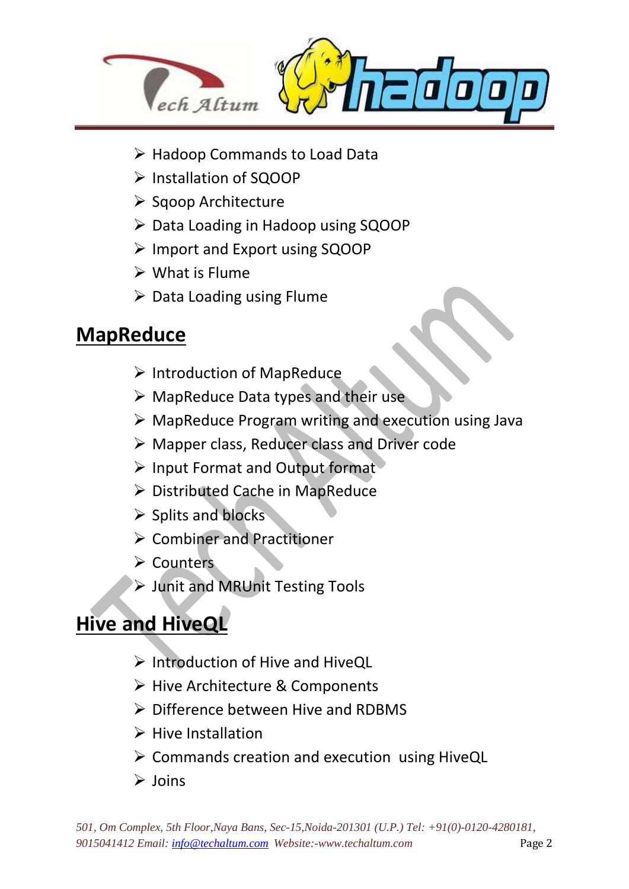- Hadoop Commands to Load Data
- Installation of SQOOP
- Sqoop Architecture
- Data Loading in Hadoop using SQOOP
- Import and Export using SQOOP
- What is Flume
- Data Loading using Flume

## MapReduce

- Introduction of MapReduce
- MapReduce Data types and their use
- MapReduce Program writing and execution using Java
- Mapper class, Reducer class and Driver code
- Input Format and Output format
- Distributed Cache in MapReduce
- Splits and blocks
- Combiner and Practitioner
- Counters
- Junit and MRUnit Testing Tools

## Hive and HiveQL

- Introduction of Hive and HiveQL
- Hive Architecture & Components
- Difference between Hive and RDBMS
- Hive Installation
- Commands creation and execution using HiveQL
- Joins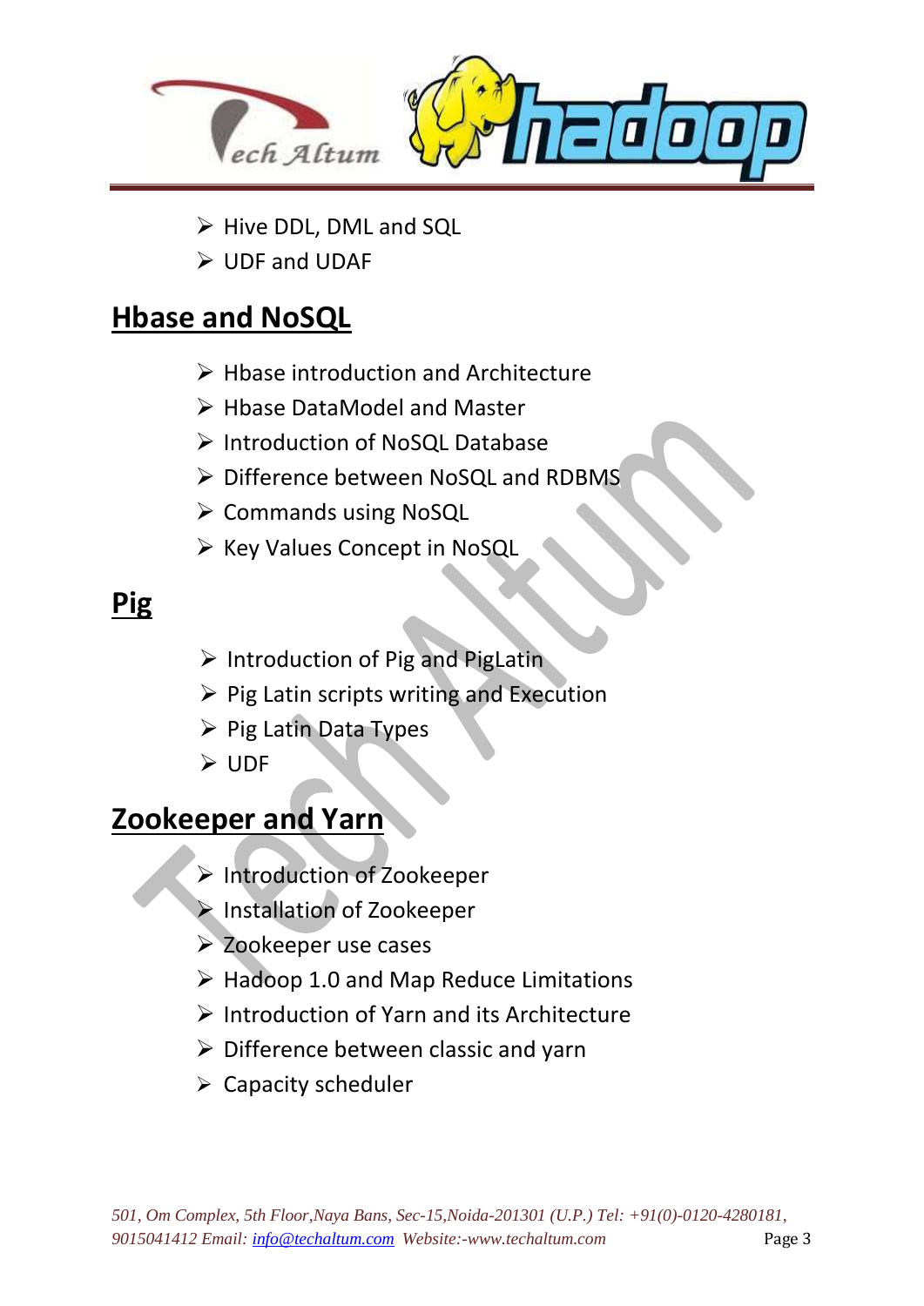- Hive DDL, DML and SQL
- UDF and UDAF

## Hbase and NoSQL

- Hbase introduction and Architecture
- Hbase DataModel and Master
- Introduction of NoSQL Database
- Difference between NoSQL and RDBMS
- Commands using NoSQL
- Key Values Concept in NoSQL

## Pig

- Introduction of Pig and PigLatin
- Pig Latin scripts writing and Execution
- Pig Latin Data Types
- UDF

## Zookeeper and Yarn

- Introduction of Zookeeper
- Installation of Zookeeper
- Zookeeper use cases
- Hadoop 1.0 and Map Reduce Limitations
- Introduction of Yarn and its Architecture
- Difference between classic and yarn
- Capacity scheduler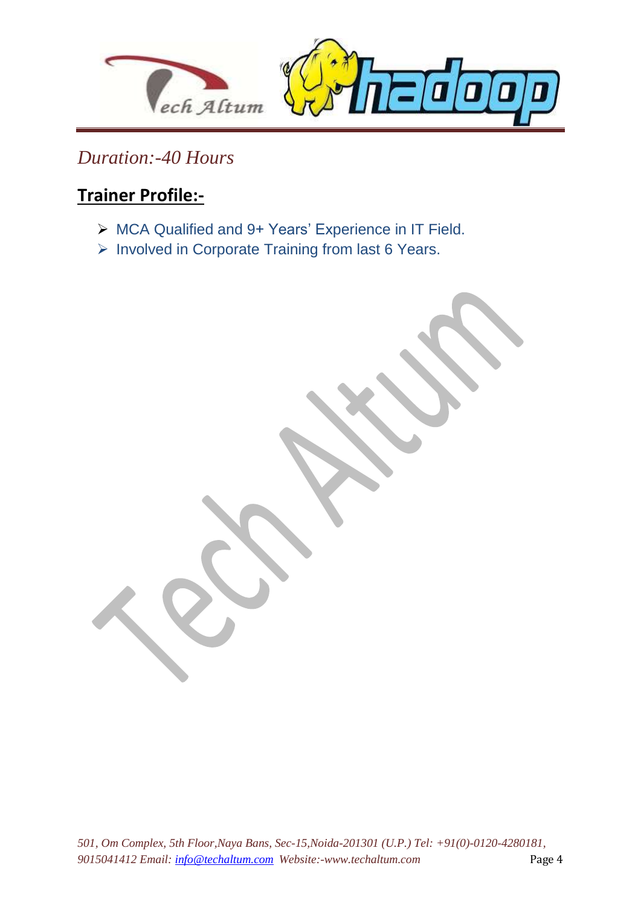*Duration:-40 Hours*

## Trainer Profile:-

- MCA Qualified and 9+ Years' Experience in IT Field.
- Involved in Corporate Training from last 6 Years.